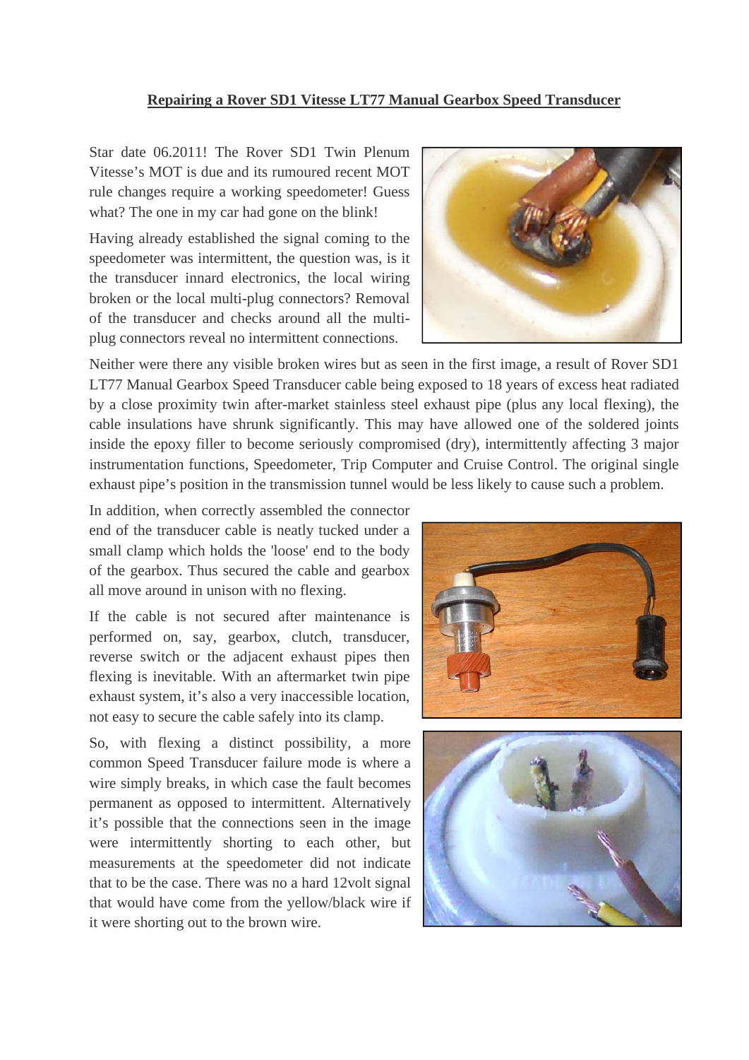# Repairing a Rover SD1 Vitesse LT77 Manual Gearbox Speed Transducer

Star date 06.2011! The Rover SD1 Twin Plenum Vitesse's MOT is due and its rumoured recent MOT rule changes require a working speedometer! Guess what? The one in my car had gone on the blink!

Having already established the signal coming to the speedometer was intermittent, the question was, is it the transducer innard electronics, the local wiring broken or the local multi-plug connectors? Removal of the transducer and checks around all the multi-plug connectors reveal no intermittent connections.

Neither were there any visible broken wires but as seen in the first image, a result of Rover SD1 LT77 Manual Gearbox Speed Transducer cable being exposed to 18 years of excess heat radiated by a close proximity twin after-market stainless steel exhaust pipe (plus any local flexing), the cable insulations have shrunk significantly. This may have allowed one of the soldered joints inside the epoxy filler to become seriously compromised (dry), intermittently affecting 3 major instrumentation functions, Speedometer, Trip Computer and Cruise Control. The original single exhaust pipe's position in the transmission tunnel would be less likely to cause such a problem.

In addition, when correctly assembled the connector end of the transducer cable is neatly tucked under a small clamp which holds the 'loose' end to the body of the gearbox. Thus secured the cable and gearbox all move around in unison with no flexing.

If the cable is not secured after maintenance is performed on, say, gearbox, clutch, transducer, reverse switch or the adjacent exhaust pipes then flexing is inevitable. With an aftermarket twin pipe exhaust system, it's also a very inaccessible location, not easy to secure the cable safely into its clamp.

So, with flexing a distinct possibility, a more common Speed Transducer failure mode is where a wire simply breaks, in which case the fault becomes permanent as opposed to intermittent. Alternatively it's possible that the connections seen in the image were intermittently shorting to each other, but measurements at the speedometer did not indicate that to be the case. There was no a hard 12volt signal that would have come from the yellow/black wire if it were shorting out to the brown wire.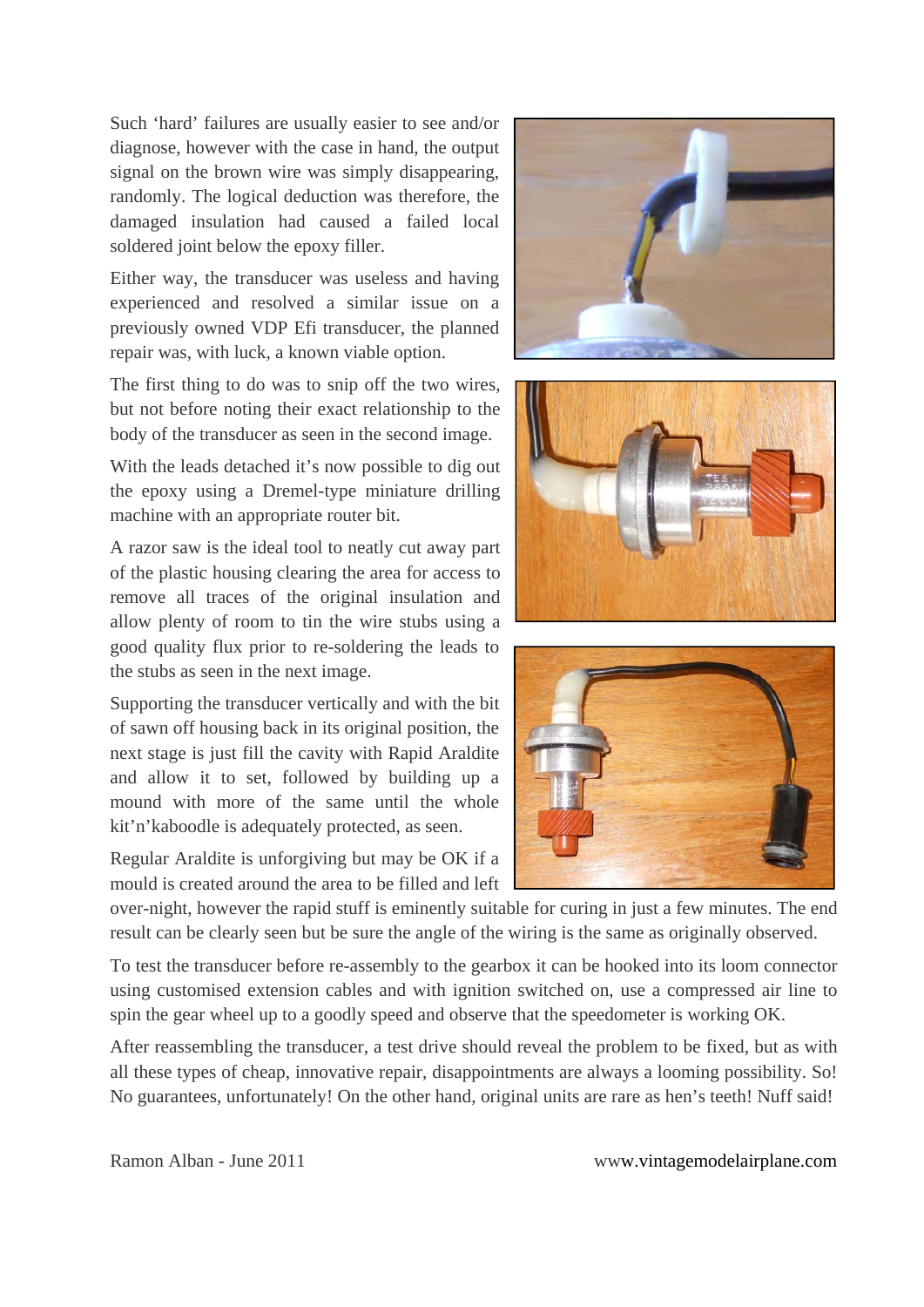Such 'hard' failures are usually easier to see and/or diagnose, however with the case in hand, the output signal on the brown wire was simply disappearing, randomly. The logical deduction was therefore, the damaged insulation had caused a failed local soldered joint below the epoxy filler.

Either way, the transducer was useless and having experienced and resolved a similar issue on a previously owned VDP Efi transducer, the planned repair was, with luck, a known viable option.

The first thing to do was to snip off the two wires, but not before noting their exact relationship to the body of the transducer as seen in the second image.

With the leads detached it's now possible to dig out the epoxy using a Dremel-type miniature drilling machine with an appropriate router bit.

A razor saw is the ideal tool to neatly cut away part of the plastic housing clearing the area for access to remove all traces of the original insulation and allow plenty of room to tin the wire stubs using a good quality flux prior to re-soldering the leads to the stubs as seen in the next image.

Supporting the transducer vertically and with the bit of sawn off housing back in its original position, the next stage is just fill the cavity with Rapid Araldite and allow it to set, followed by building up a mound with more of the same until the whole kit'n'kaboodle is adequately protected, as seen.

Regular Araldite is unforgiving but may be OK if a mould is created around the area to be filled and left over-night, however the rapid stuff is eminently suitable for curing in just a few minutes. The end result can be clearly seen but be sure the angle of the wiring is the same as originally observed.

To test the transducer before re-assembly to the gearbox it can be hooked into its loom connector using customised extension cables and with ignition switched on, use a compressed air line to spin the gear wheel up to a goodly speed and observe that the speedometer is working OK.

After reassembling the transducer, a test drive should reveal the problem to be fixed, but as with all these types of cheap, innovative repair, disappointments are always a looming possibility. So! No guarantees, unfortunately! On the other hand, original units are rare as hen's teeth! Nuff said!

Ramon Alban - June 2011 www.vintagemodelairplane.com